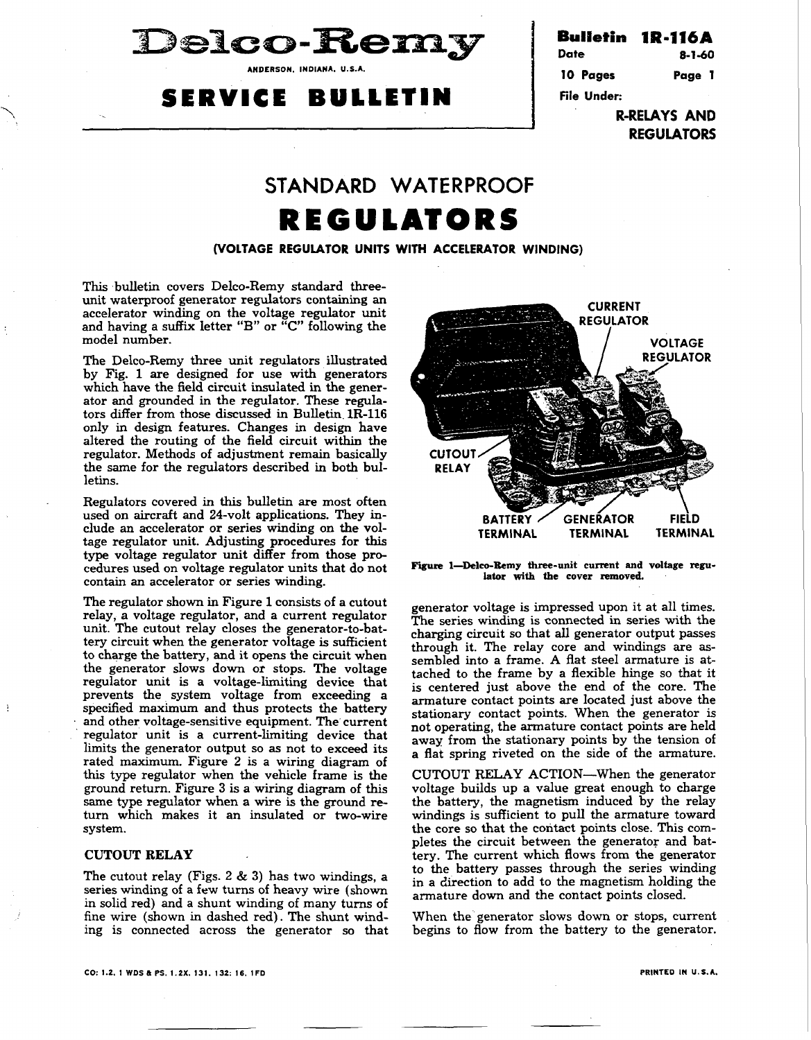# Delco-Remy

ANDERSON, INDIANA, U.S.A.

# SERVICE BULLETIN

**Bulletin 1R-116A**
Date 8-1-60
10 Pages
File Under:
**R-RELAYS AND REGULATORS**

# STANDARD WATERPROOF REGULATORS

## (VOLTAGE REGULATOR UNITS WITH ACCELERATOR WINDING)

This bulletin covers Delco-Remy standard three-unit waterproof generator regulators containing an accelerator winding on the voltage regulator unit and having a suffix letter "B" or "C" following the model number.

The Delco-Remy three unit regulators illustrated by Fig. 1 are designed for use with generators which have the field circuit insulated in the generator and grounded in the regulator. These regulators differ from those discussed in Bulletin 1R-116 only in design features. Changes in design have altered the routing of the field circuit within the regulator. Methods of adjustment remain basically the same for the regulators described in both bulletins.

Regulators covered in this bulletin are most often used on aircraft and 24-volt applications. They include an accelerator or series winding on the voltage regulator unit. Adjusting procedures for this type voltage regulator unit differ from those procedures used on voltage regulator units that do not contain an accelerator or series winding.

The regulator shown in Figure 1 consists of a cutout relay, a voltage regulator, and a current regulator unit. The cutout relay closes the generator-to-battery circuit when the generator voltage is sufficient to charge the battery, and it opens the circuit when the generator slows down or stops. The voltage regulator unit is a voltage-limiting device that prevents the system voltage from exceeding a specified maximum and thus protects the battery and other voltage-sensitive equipment. The current regulator unit is a current-limiting device that limits the generator output so as not to exceed its rated maximum. Figure 2 is a wiring diagram of this type regulator when the vehicle frame is the ground return. Figure 3 is a wiring diagram of this same type regulator when a wire is the ground return which makes it an insulated or two-wire system.

CURRENT REGULATOR — VOLTAGE REGULATOR — CUTOUT RELAY — BATTERY TERMINAL — GENERATOR TERMINAL — FIELD TERMINAL

**Figure 1—Delco-Remy three-unit current and voltage regulator with the cover removed.**

### CUTOUT RELAY

The cutout relay (Figs. 2 & 3) has two windings, a series winding of a few turns of heavy wire (shown in solid red) and a shunt winding of many turns of fine wire (shown in dashed red). The shunt winding is connected across the generator so that generator voltage is impressed upon it at all times. The series winding is connected in series with the charging circuit so that all generator output passes through it. The relay core and windings are assembled into a frame. A flat steel armature is attached to the frame by a flexible hinge so that it is centered just above the end of the core. The armature contact points are located just above the stationary contact points. When the generator is not operating, the armature contact points are held away from the stationary points by the tension of a flat spring riveted on the side of the armature.

CUTOUT RELAY ACTION—When the generator voltage builds up a value great enough to charge the battery, the magnetism induced by the relay windings is sufficient to pull the armature toward the core so that the contact points close. This completes the circuit between the generator and battery. The current which flows from the generator to the battery passes through the series winding in a direction to add to the magnetism holding the armature down and the contact points closed.

When the generator slows down or stops, current begins to flow from the battery to the generator.

CO: 1.2, 1 WDS & PS, 1.2X, 131, 132; 16, 1FD

PRINTED IN U.S.A.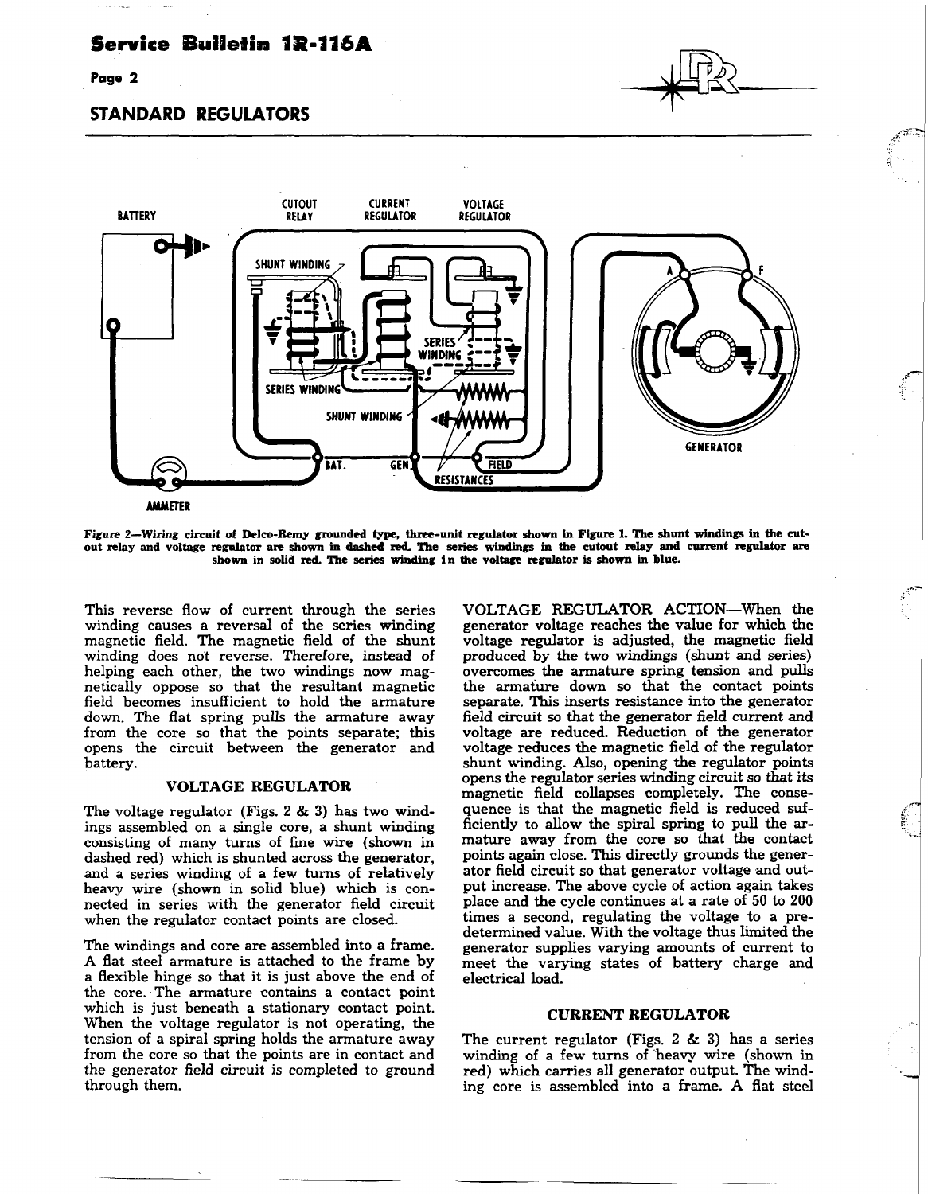## STANDARD REGULATORS

BATTERY

CUTOUT RELAY

CURRENT REGULATOR

VOLTAGE REGULATOR

SHUNT WINDING

SERIES WINDING

SERIES WINDING

SHUNT WINDING

BAT.

GEN

FIELD

RESISTANCES

A

F

GENERATOR

AMMETER

**Figure 2—Wiring circuit of Delco-Remy grounded type, three-unit regulator shown in Figure 1. The shunt windings in the cutout relay and voltage regulator are shown in dashed red. The series windings in the cutout relay and current regulator are shown in solid red. The series winding in the voltage regulator is shown in blue.**

This reverse flow of current through the series winding causes a reversal of the series winding magnetic field. The magnetic field of the shunt winding does not reverse. Therefore, instead of helping each other, the two windings now magnetically oppose so that the resultant magnetic field becomes insufficient to hold the armature down. The flat spring pulls the armature away from the core so that the points separate; this opens the circuit between the generator and battery.

### VOLTAGE REGULATOR

The voltage regulator (Figs. 2 & 3) has two windings assembled on a single core, a shunt winding consisting of many turns of fine wire (shown in dashed red) which is shunted across the generator, and a series winding of a few turns of relatively heavy wire (shown in solid blue) which is connected in series with the generator field circuit when the regulator contact points are closed.

The windings and core are assembled into a frame. A flat steel armature is attached to the frame by a flexible hinge so that it is just above the end of the core. The armature contains a contact point which is just beneath a stationary contact point. When the voltage regulator is not operating, the tension of a spiral spring holds the armature away from the core so that the points are in contact and the generator field circuit is completed to ground through them.

VOLTAGE REGULATOR ACTION—When the generator voltage reaches the value for which the voltage regulator is adjusted, the magnetic field produced by the two windings (shunt and series) overcomes the armature spring tension and pulls the armature down so that the contact points separate. This inserts resistance into the generator field circuit so that the generator field current and voltage are reduced. Reduction of the generator voltage reduces the magnetic field of the regulator shunt winding. Also, opening the regulator points opens the regulator series winding circuit so that its magnetic field collapses completely. The consequence is that the magnetic field is reduced sufficiently to allow the spiral spring to pull the armature away from the core so that the contact points again close. This directly grounds the generator field circuit so that generator voltage and output increase. The above cycle of action again takes place and the cycle continues at a rate of 50 to 200 times a second, regulating the voltage to a predetermined value. With the voltage thus limited the generator supplies varying amounts of current to meet the varying states of battery charge and electrical load.

### CURRENT REGULATOR

The current regulator (Figs. 2 & 3) has a series winding of a few turns of heavy wire (shown in red) which carries all generator output. The winding core is assembled into a frame. A flat steel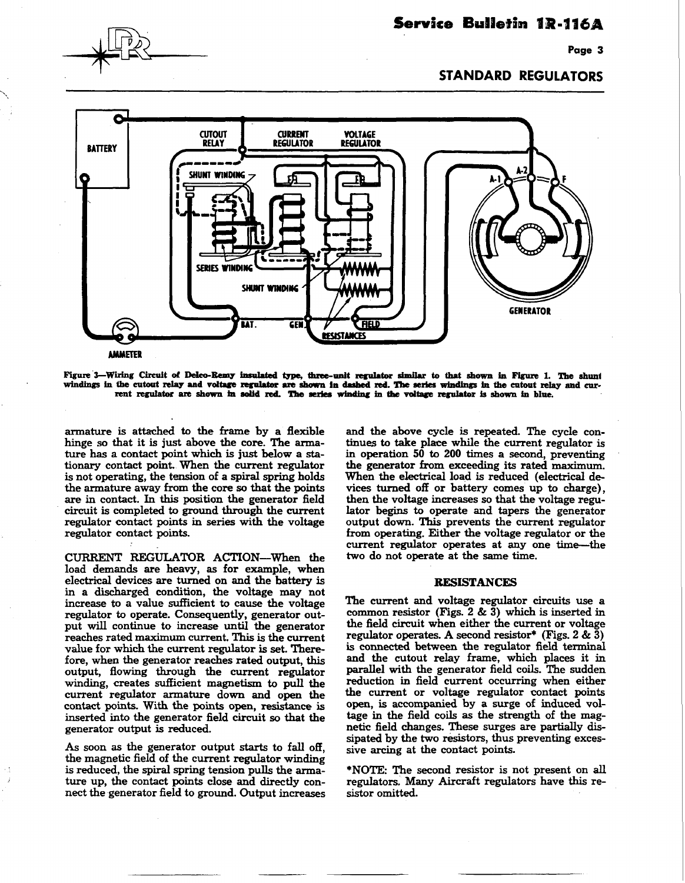## STANDARD REGULATORS

BATTERY

CUTOUT RELAY

CURRENT REGULATOR

VOLTAGE REGULATOR

SHUNT WINDING

SERIES WINDING

SHUNT WINDING

BAT.

GEN.

FIELD

RESISTANCES

A-1

A-2

F

GENERATOR

AMMETER

Figure 3—Wiring Circuit of Delco-Remy insulated type, three-unit regulator similar to that shown in Figure 1. The shunt windings in the cutout relay and voltage regulator are shown in dashed red. The series windings in the cutout relay and current regulator are shown in solid red. The series winding in the voltage regulator is shown in blue.

armature is attached to the frame by a flexible hinge so that it is just above the core. The armature has a contact point which is just below a stationary contact point. When the current regulator is not operating, the tension of a spiral spring holds the armature away from the core so that the points are in contact. In this position the generator field circuit is completed to ground through the current regulator contact points in series with the voltage regulator contact points.

CURRENT REGULATOR ACTION—When the load demands are heavy, as for example, when electrical devices are turned on and the battery is in a discharged condition, the voltage may not increase to a value sufficient to cause the voltage regulator to operate. Consequently, generator output will continue to increase until the generator reaches rated maximum current. This is the current value for which the current regulator is set. Therefore, when the generator reaches rated output, this output, flowing through the current regulator winding, creates sufficient magnetism to pull the current regulator armature down and open the contact points. With the points open, resistance is inserted into the generator field circuit so that the generator output is reduced.

As soon as the generator output starts to fall off, the magnetic field of the current regulator winding is reduced, the spiral spring tension pulls the armature up, the contact points close and directly connect the generator field to ground. Output increases and the above cycle is repeated. The cycle continues to take place while the current regulator is in operation 50 to 200 times a second, preventing the generator from exceeding its rated maximum. When the electrical load is reduced (electrical devices turned off or battery comes up to charge), then the voltage increases so that the voltage regulator begins to operate and tapers the generator output down. This prevents the current regulator from operating. Either the voltage regulator or the current regulator operates at any one time—the two do not operate at the same time.

### RESISTANCES

The current and voltage regulator circuits use a common resistor (Figs. 2 & 3) which is inserted in the field circuit when either the current or voltage regulator operates. A second resistor* (Figs. 2 & 3) is connected between the regulator field terminal and the cutout relay frame, which places it in parallel with the generator field coils. The sudden reduction in field current occurring when either the current or voltage regulator contact points open, is accompanied by a surge of induced voltage in the field coils as the strength of the magnetic field changes. These surges are partially dissipated by the two resistors, thus preventing excessive arcing at the contact points.

*NOTE: The second resistor is not present on all regulators. Many Aircraft regulators have this resistor omitted.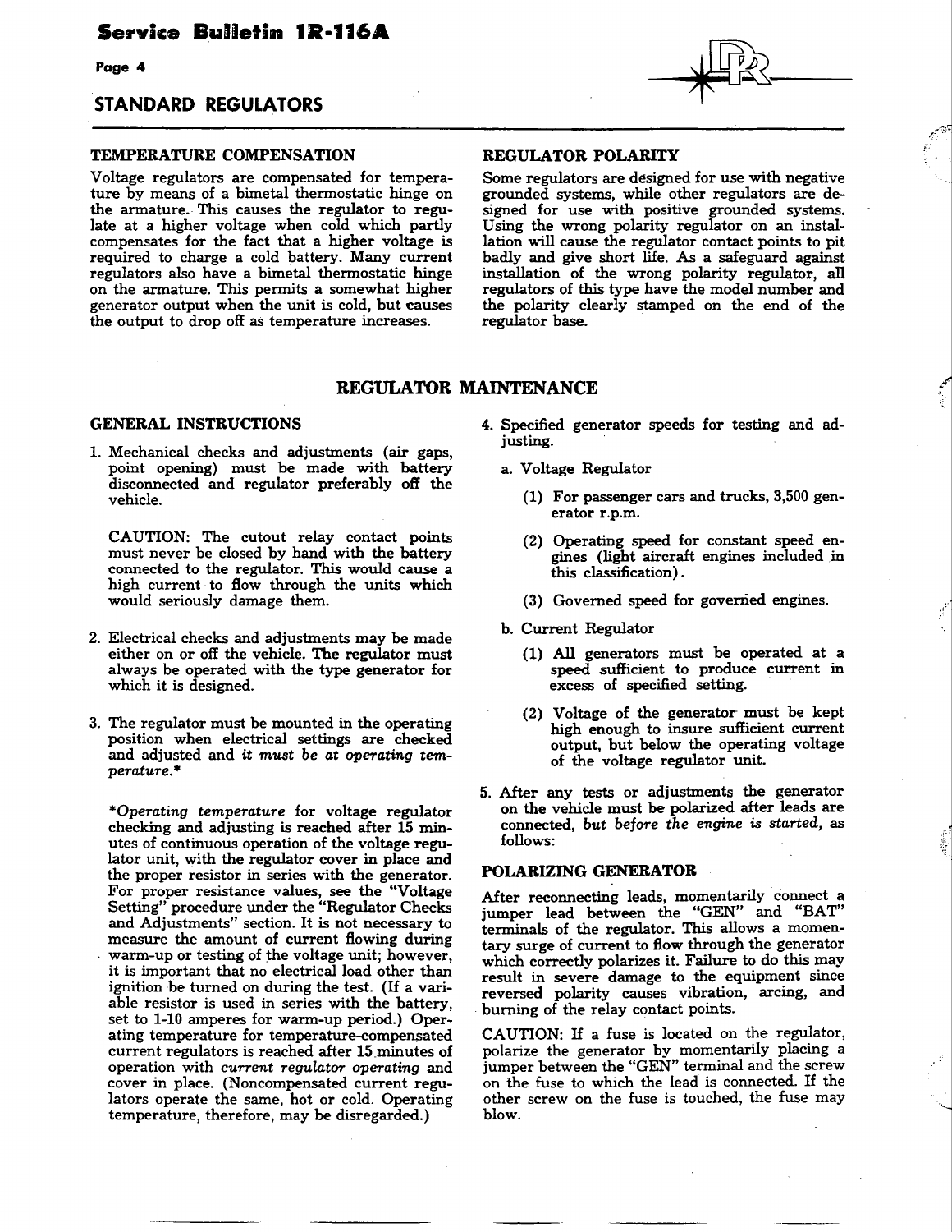## STANDARD REGULATORS

### TEMPERATURE COMPENSATION

Voltage regulators are compensated for temperature by means of a bimetal thermostatic hinge on the armature. This causes the regulator to regulate at a higher voltage when cold which partly compensates for the fact that a higher voltage is required to charge a cold battery. Many current regulators also have a bimetal thermostatic hinge on the armature. This permits a somewhat higher generator output when the unit is cold, but causes the output to drop off as temperature increases.

### REGULATOR POLARITY

Some regulators are designed for use with negative grounded systems, while other regulators are designed for use with positive grounded systems. Using the wrong polarity regulator on an installation will cause the regulator contact points to pit badly and give short life. As a safeguard against installation of the wrong polarity regulator, all regulators of this type have the model number and the polarity clearly stamped on the end of the regulator base.

## REGULATOR MAINTENANCE

### GENERAL INSTRUCTIONS

1. Mechanical checks and adjustments (air gaps, point opening) must be made with battery disconnected and regulator preferably off the vehicle.

   CAUTION: The cutout relay contact points must never be closed by hand with the battery connected to the regulator. This would cause a high current to flow through the units which would seriously damage them.

2. Electrical checks and adjustments may be made either on or off the vehicle. The regulator must always be operated with the type generator for which it is designed.

3. The regulator must be mounted in the operating position when electrical settings are checked and adjusted and *it must be at operating temperature.**

   **Operating temperature* for voltage regulator checking and adjusting is reached after 15 minutes of continuous operation of the voltage regulator unit, with the regulator cover in place and the proper resistor in series with the generator. For proper resistance values, see the "Voltage Setting" procedure under the "Regulator Checks and Adjustments" section. It is not necessary to measure the amount of current flowing during warm-up or testing of the voltage unit; however, it is important that no electrical load other than ignition be turned on during the test. (If a variable resistor is used in series with the battery, set to 1-10 amperes for warm-up period.) Operating temperature for temperature-compensated current regulators is reached after 15 minutes of operation with *current regulator operating* and cover in place. (Noncompensated current regulators operate the same, hot or cold. Operating temperature, therefore, may be disregarded.)

4. Specified generator speeds for testing and adjusting.

   a. Voltage Regulator

      (1) For passenger cars and trucks, 3,500 generator r.p.m.

      (2) Operating speed for constant speed engines (light aircraft engines included in this classification).

      (3) Governed speed for governed engines.

   b. Current Regulator

      (1) All generators must be operated at a speed sufficient to produce current in excess of specified setting.

      (2) Voltage of the generator must be kept high enough to insure sufficient current output, but below the operating voltage of the voltage regulator unit.

5. After any tests or adjustments the generator on the vehicle must be polarized after leads are connected, *but before the engine is started,* as follows:

### POLARIZING GENERATOR

After reconnecting leads, momentarily connect a jumper lead between the "GEN" and "BAT" terminals of the regulator. This allows a momentary surge of current to flow through the generator which correctly polarizes it. Failure to do this may result in severe damage to the equipment since reversed polarity causes vibration, arcing, and burning of the relay contact points.

CAUTION: If a fuse is located on the regulator, polarize the generator by momentarily placing a jumper between the "GEN" terminal and the screw on the fuse to which the lead is connected. If the other screw on the fuse is touched, the fuse may blow.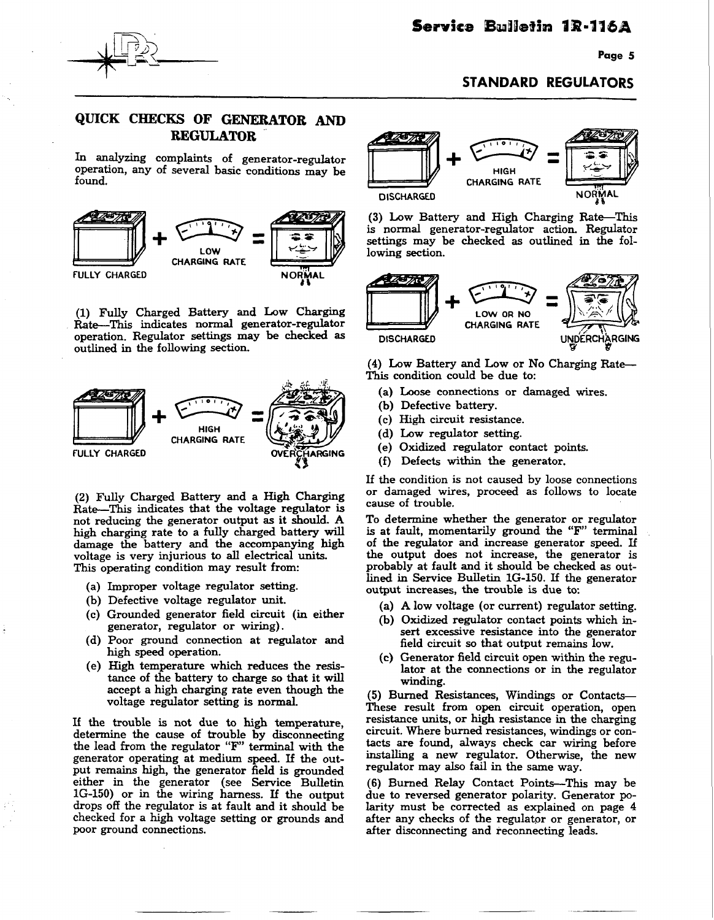## QUICK CHECKS OF GENERATOR AND REGULATOR

In analyzing complaints of generator-regulator operation, any of several basic conditions may be found.

FULLY CHARGED + LOW CHARGING RATE = NORMAL

(1) Fully Charged Battery and Low Charging Rate—This indicates normal generator-regulator operation. Regulator settings may be checked as outlined in the following section.

FULLY CHARGED + HIGH CHARGING RATE = OVERCHARGING

(2) Fully Charged Battery and a High Charging Rate—This indicates that the voltage regulator is not reducing the generator output as it should. A high charging rate to a fully charged battery will damage the battery and the accompanying high voltage is very injurious to all electrical units. This operating condition may result from:

- (a) Improper voltage regulator setting.
- (b) Defective voltage regulator unit.
- (c) Grounded generator field circuit (in either generator, regulator or wiring).
- (d) Poor ground connection at regulator and high speed operation.
- (e) High temperature which reduces the resistance of the battery to charge so that it will accept a high charging rate even though the voltage regulator setting is normal.

If the trouble is not due to high temperature, determine the cause of trouble by disconnecting the lead from the regulator "F" terminal with the generator operating at medium speed. If the output remains high, the generator field is grounded either in the generator (see Service Bulletin 1G-150) or in the wiring harness. If the output drops off the regulator is at fault and it should be checked for a high voltage setting or grounds and poor ground connections.

DISCHARGED + HIGH CHARGING RATE = NORMAL

(3) Low Battery and High Charging Rate—This is normal generator-regulator action. Regulator settings may be checked as outlined in the following section.

DISCHARGED + LOW OR NO CHARGING RATE = UNDERCHARGING

(4) Low Battery and Low or No Charging Rate—This condition could be due to:

- (a) Loose connections or damaged wires.
- (b) Defective battery.
- (c) High circuit resistance.
- (d) Low regulator setting.
- (e) Oxidized regulator contact points.
- (f) Defects within the generator.

If the condition is not caused by loose connections or damaged wires, proceed as follows to locate cause of trouble.

To determine whether the generator or regulator is at fault, momentarily ground the "F" terminal of the regulator and increase generator speed. If the output does not increase, the generator is probably at fault and it should be checked as outlined in Service Bulletin 1G-150. If the generator output increases, the trouble is due to:

- (a) A low voltage (or current) regulator setting.
- (b) Oxidized regulator contact points which insert excessive resistance into the generator field circuit so that output remains low.
- (c) Generator field circuit open within the regulator at the connections or in the regulator winding.

(5) Burned Resistances, Windings or Contacts—These result from open circuit operation, open resistance units, or high resistance in the charging circuit. Where burned resistances, windings or contacts are found, always check car wiring before installing a new regulator. Otherwise, the new regulator may also fail in the same way.

(6) Burned Relay Contact Points—This may be due to reversed generator polarity. Generator polarity must be corrected as explained on page 4 after any checks of the regulator or generator, or after disconnecting and reconnecting leads.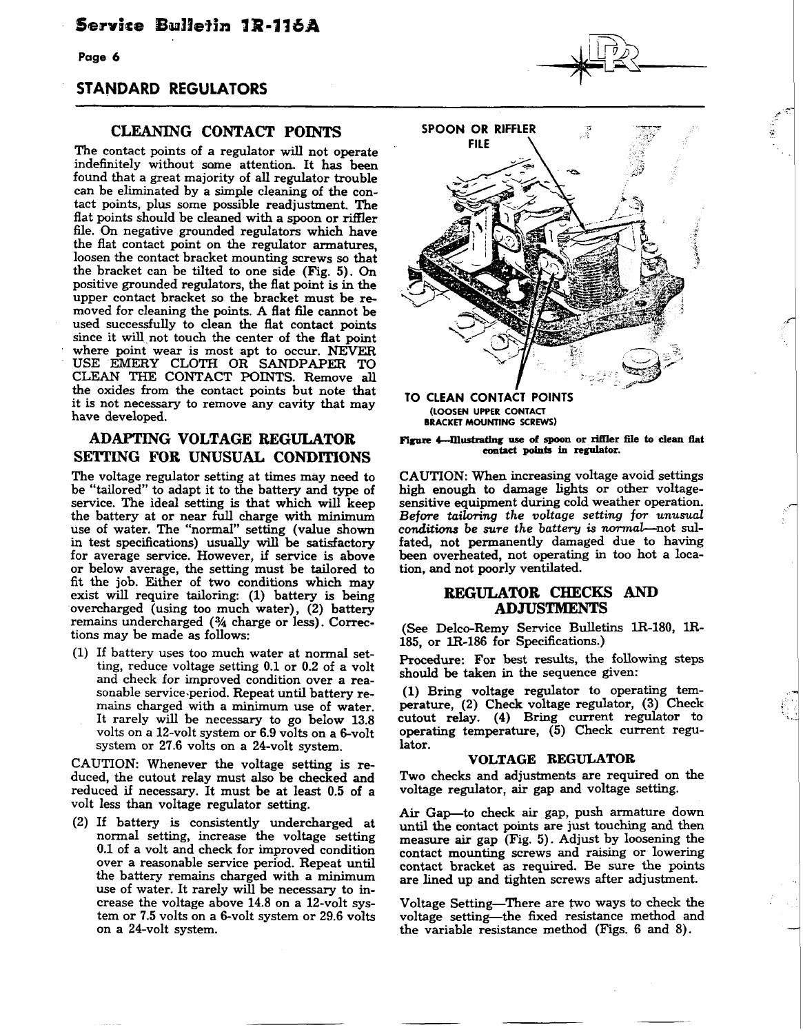## STANDARD REGULATORS

### CLEANING CONTACT POINTS

The contact points of a regulator will not operate indefinitely without some attention. It has been found that a great majority of all regulator trouble can be eliminated by a simple cleaning of the contact points, plus some possible readjustment. The flat points should be cleaned with a spoon or riffler file. On negative grounded regulators which have the flat contact point on the regulator armatures, loosen the contact bracket mounting screws so that the bracket can be tilted to one side (Fig. 5). On positive grounded regulators, the flat point is in the upper contact bracket so the bracket must be removed for cleaning the points. A flat file cannot be used successfully to clean the flat contact points since it will not touch the center of the flat point where point wear is most apt to occur. NEVER USE EMERY CLOTH OR SANDPAPER TO CLEAN THE CONTACT POINTS. Remove all the oxides from the contact points but note that it is not necessary to remove any cavity that may have developed.

### ADAPTING VOLTAGE REGULATOR SETTING FOR UNUSUAL CONDITIONS

The voltage regulator setting at times may need to be "tailored" to adapt it to the battery and type of service. The ideal setting is that which will keep the battery at or near full charge with minimum use of water. The "normal" setting (value shown in test specifications) usually will be satisfactory for average service. However, if service is above or below average, the setting must be tailored to fit the job. Either of two conditions which may exist will require tailoring: (1) battery is being overcharged (using too much water), (2) battery remains undercharged (¾ charge or less). Corrections may be made as follows:

(1) If battery uses too much water at normal setting, reduce voltage setting 0.1 or 0.2 of a volt and check for improved condition over a reasonable service period. Repeat until battery remains charged with a minimum use of water. It rarely will be necessary to go below 13.8 volts on a 12-volt system or 6.9 volts on a 6-volt system or 27.6 volts on a 24-volt system.

CAUTION: Whenever the voltage setting is reduced, the cutout relay must also be checked and reduced if necessary. It must be at least 0.5 of a volt less than voltage regulator setting.

(2) If battery is consistently undercharged at normal setting, increase the voltage setting 0.1 of a volt and check for improved condition over a reasonable service period. Repeat until the battery remains charged with a minimum use of water. It rarely will be necessary to increase the voltage above 14.8 on a 12-volt system or 7.5 volts on a 6-volt system or 29.6 volts on a 24-volt system.

SPOON OR RIFFLER FILE

TO CLEAN CONTACT POINTS (LOOSEN UPPER CONTACT BRACKET MOUNTING SCREWS)

**Figure 4—Illustrating use of spoon or riffler file to clean flat contact points in regulator.**

CAUTION: When increasing voltage avoid settings high enough to damage lights or other voltage-sensitive equipment during cold weather operation. *Before tailoring the voltage setting for unusual conditions be sure the battery is normal*—not sulfated, not permanently damaged due to having been overheated, not operating in too hot a location, and not poorly ventilated.

### REGULATOR CHECKS AND ADJUSTMENTS

(See Delco-Remy Service Bulletins 1R-180, 1R-185, or 1R-186 for Specifications.)

Procedure: For best results, the following steps should be taken in the sequence given:

(1) Bring voltage regulator to operating temperature, (2) Check voltage regulator, (3) Check cutout relay. (4) Bring current regulator to operating temperature, (5) Check current regulator.

#### VOLTAGE REGULATOR

Two checks and adjustments are required on the voltage regulator, air gap and voltage setting.

Air Gap—to check air gap, push armature down until the contact points are just touching and then measure air gap (Fig. 5). Adjust by loosening the contact mounting screws and raising or lowering contact bracket as required. Be sure the points are lined up and tighten screws after adjustment.

Voltage Setting—There are two ways to check the voltage setting—the fixed resistance method and the variable resistance method (Figs. 6 and 8).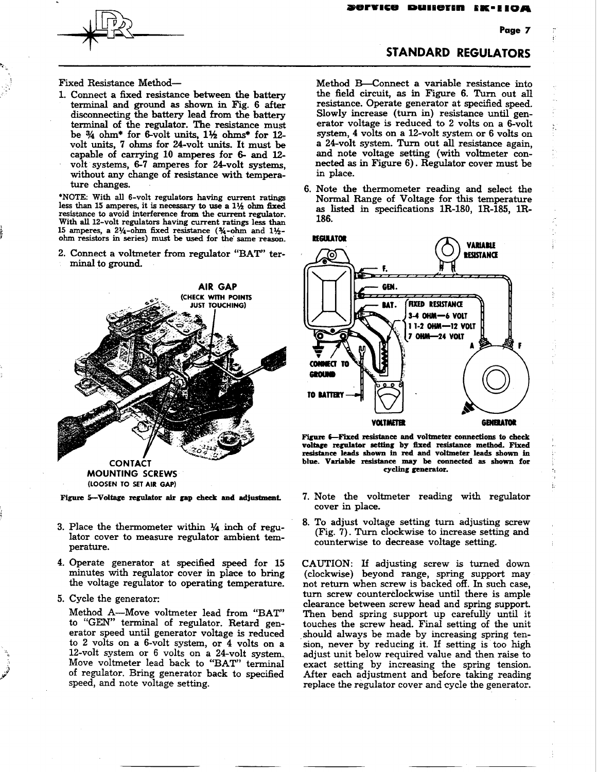## STANDARD REGULATORS

Fixed Resistance Method—

1. Connect a fixed resistance between the battery terminal and ground as shown in Fig. 6 after disconnecting the battery lead from the battery terminal of the regulator. The resistance must be ¾ ohm* for 6-volt units, 1½ ohms* for 12-volt units, 7 ohms for 24-volt units. It must be capable of carrying 10 amperes for 6- and 12-volt systems, 6-7 amperes for 24-volt systems, without any change of resistance with temperature changes.

*NOTE: With all 6-volt regulators having current ratings less than 15 amperes, it is necessary to use a 1½ ohm fixed resistance to avoid interference from the current regulator. With all 12-volt regulators having current ratings less than 15 amperes, a 2¼-ohm fixed resistance (¾-ohm and 1½-ohm resistors in series) must be used for the same reason.

2. Connect a voltmeter from regulator "BAT" terminal to ground.

AIR GAP (CHECK WITH POINTS JUST TOUCHING)

CONTACT MOUNTING SCREWS (LOOSEN TO SET AIR GAP)

**Figure 5—Voltage regulator air gap check and adjustment.**

3. Place the thermometer within ¼ inch of regulator cover to measure regulator ambient temperature.

4. Operate generator at specified speed for 15 minutes with regulator cover in place to bring the voltage regulator to operating temperature.

5. Cycle the generator:

   Method A—Move voltmeter lead from "BAT" to "GEN" terminal of regulator. Retard generator speed until generator voltage is reduced to 2 volts on a 6-volt system, or 4 volts on a 12-volt system or 6 volts on a 24-volt system. Move voltmeter lead back to "BAT" terminal of regulator. Bring generator back to specified speed, and note voltage setting.

   Method B—Connect a variable resistance into the field circuit, as in Figure 6. Turn out all resistance. Operate generator at specified speed. Slowly increase (turn in) resistance until generator voltage is reduced to 2 volts on a 6-volt system, 4 volts on a 12-volt system or 6 volts on a 24-volt system. Turn out all resistance again, and note voltage setting (with voltmeter connected as in Figure 6). Regulator cover must be in place.

6. Note the thermometer reading and select the Normal Range of Voltage for this temperature as listed in specifications 1R-180, 1R-185, 1R-186.

REGULATOR — F. — GEN. — BAT. — FIXED RESISTANCE 3-4 OHM—6 VOLT, 1 1-2 OHM—12 VOLT, 7 OHM—24 VOLT — VARIABLE RESISTANCE — A — F — CONNECT TO GROUND — TO BATTERY — VOLTMETER — GENERATOR

**Figure 6—Fixed resistance and voltmeter connections to check voltage regulator setting by fixed resistance method. Fixed resistance leads shown in red and voltmeter leads shown in blue. Variable resistance may be connected as shown for cycling generator.**

7. Note the voltmeter reading with regulator cover in place.

8. To adjust voltage setting turn adjusting screw (Fig. 7). Turn clockwise to increase setting and counterwise to decrease voltage setting.

CAUTION: If adjusting screw is turned down (clockwise) beyond range, spring support may not return when screw is backed off. In such case, turn screw counterclockwise until there is ample clearance between screw head and spring support. Then bend spring support up carefully until it touches the screw head. Final setting of the unit should always be made by increasing spring tension, never by reducing it. If setting is too high adjust unit below required value and then raise to exact setting by increasing the spring tension. After each adjustment and before taking reading replace the regulator cover and cycle the generator.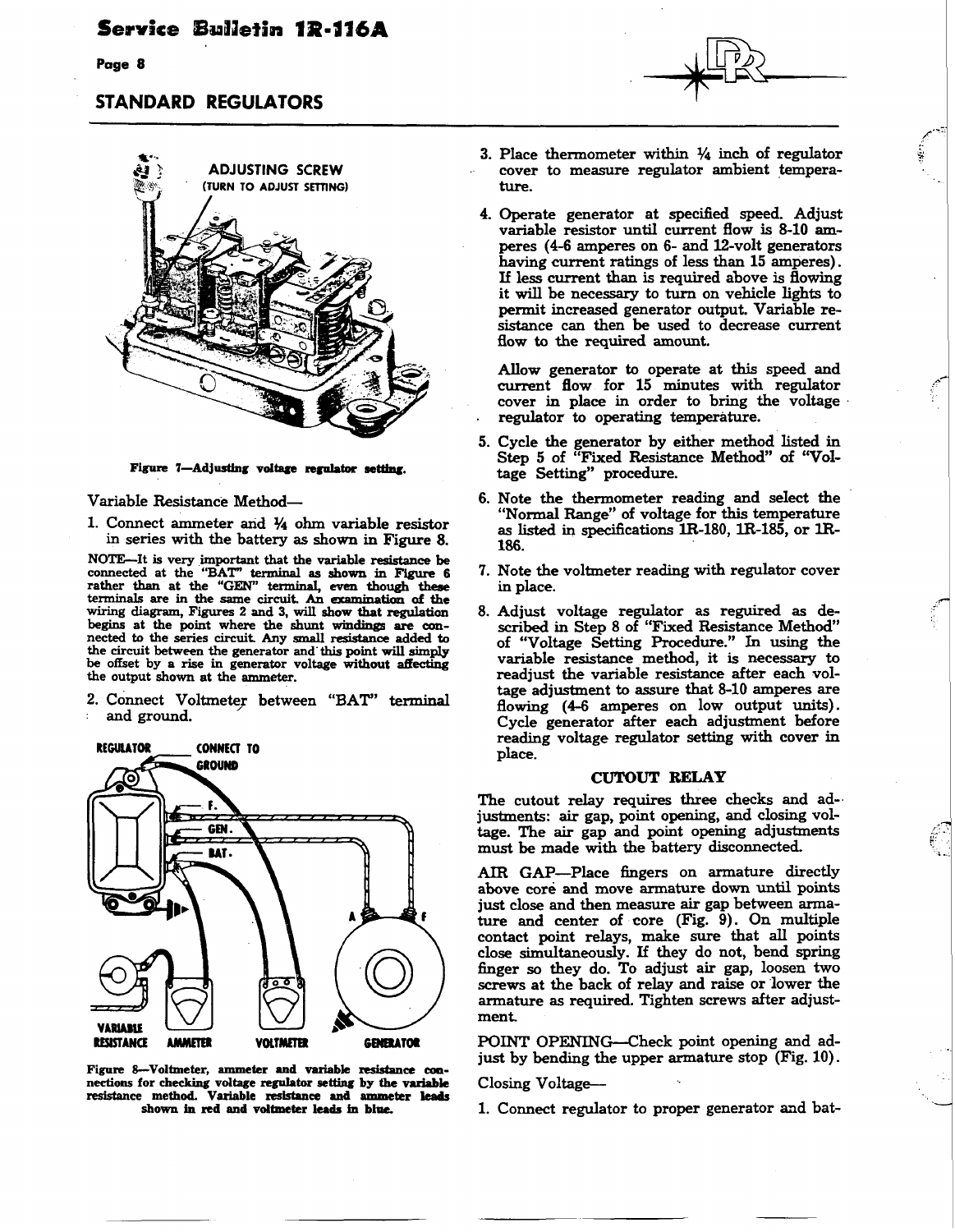## STANDARD REGULATORS

ADJUSTING SCREW
(TURN TO ADJUST SETTING)

Figure 7—Adjusting voltage regulator setting.

Variable Resistance Method—

1. Connect ammeter and ¼ ohm variable resistor in series with the battery as shown in Figure 8.

NOTE—It is very important that the variable resistance be connected at the "BAT" terminal as shown in Figure 6 rather than at the "GEN" terminal, even though these terminals are in the same circuit. An examination of the wiring diagram, Figures 2 and 3, will show that regulation begins at the point where the shunt windings are connected to the series circuit. Any small resistance added to the circuit between the generator and this point will simply be offset by a rise in generator voltage without affecting the output shown at the ammeter.

2. Connect Voltmeter between "BAT" terminal and ground.

REGULATOR — CONNECT TO GROUND — F. — GEN. — BAT. — A — F — VARIABLE RESISTANCE — AMMETER — VOLTMETER — GENERATOR

Figure 8—Voltmeter, ammeter and variable resistance connections for checking voltage regulator setting by the variable resistance method. Variable resistance and ammeter leads shown in red and voltmeter leads in blue.

3. Place thermometer within ¼ inch of regulator cover to measure regulator ambient temperature.

4. Operate generator at specified speed. Adjust variable resistor until current flow is 8-10 amperes (4-6 amperes on 6- and 12-volt generators having current ratings of less than 15 amperes). If less current than is required above is flowing it will be necessary to turn on vehicle lights to permit increased generator output. Variable resistance can then be used to decrease current flow to the required amount.

   Allow generator to operate at this speed and current flow for 15 minutes with regulator cover in place in order to bring the voltage regulator to operating temperature.

5. Cycle the generator by either method listed in Step 5 of "Fixed Resistance Method" of "Voltage Setting" procedure.

6. Note the thermometer reading and select the "Normal Range" of voltage for this temperature as listed in specifications 1R-180, 1R-185, or 1R-186.

7. Note the voltmeter reading with regulator cover in place.

8. Adjust voltage regulator as required as described in Step 8 of "Fixed Resistance Method" of "Voltage Setting Procedure." In using the variable resistance method, it is necessary to readjust the variable resistance after each voltage adjustment to assure that 8-10 amperes are flowing (4-6 amperes on low output units). Cycle generator after each adjustment before reading voltage regulator setting with cover in place.

### CUTOUT RELAY

The cutout relay requires three checks and adjustments: air gap, point opening, and closing voltage. The air gap and point opening adjustments must be made with the battery disconnected.

AIR GAP—Place fingers on armature directly above core and move armature down until points just close and then measure air gap between armature and center of core (Fig. 9). On multiple contact point relays, make sure that all points close simultaneously. If they do not, bend spring finger so they do. To adjust air gap, loosen two screws at the back of relay and raise or lower the armature as required. Tighten screws after adjustment.

POINT OPENING—Check point opening and adjust by bending the upper armature stop (Fig. 10).

Closing Voltage—

1. Connect regulator to proper generator and bat-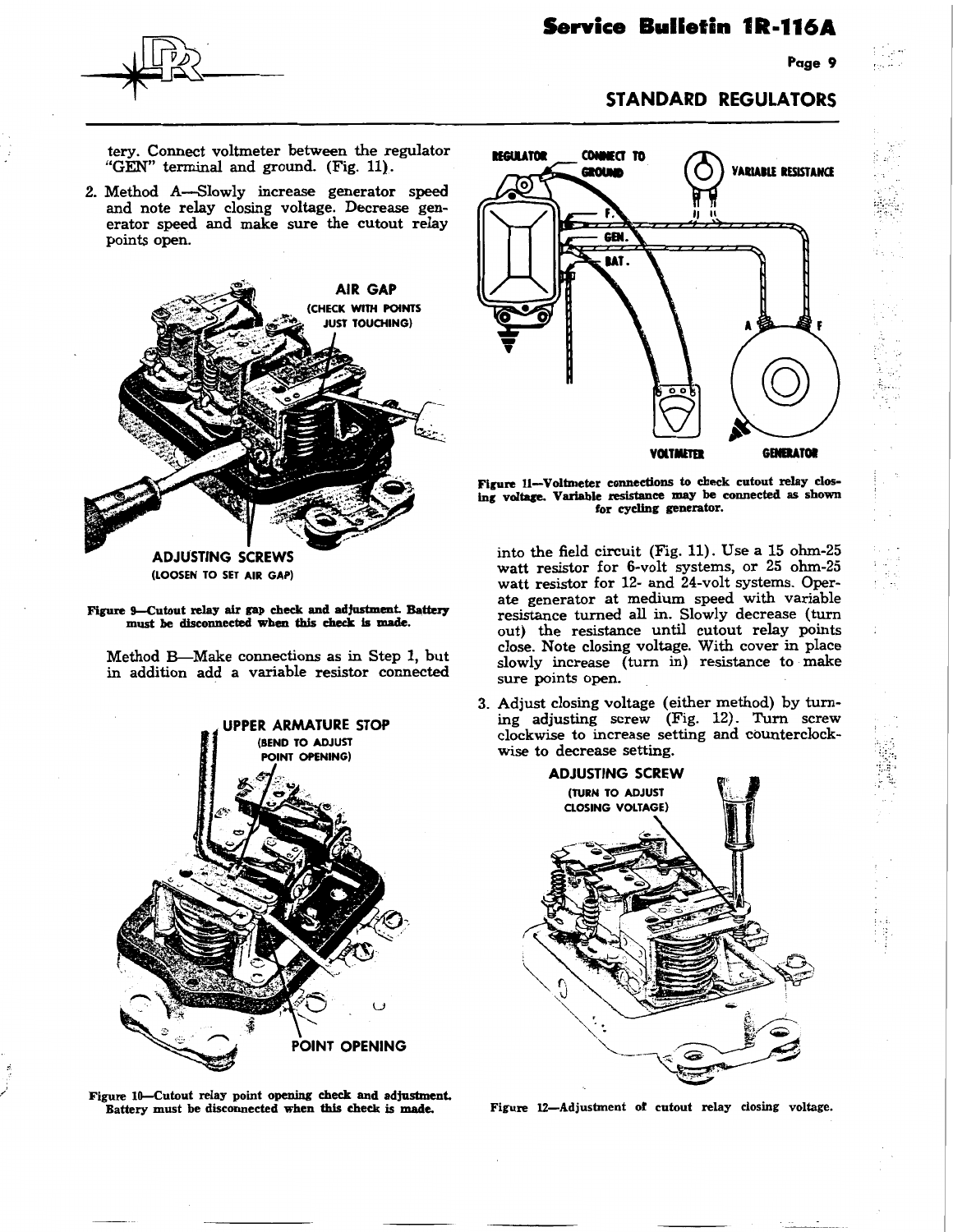tery. Connect voltmeter between the regulator "GEN" terminal and ground. (Fig. 11).

2. Method A—Slowly increase generator speed and note relay closing voltage. Decrease generator speed and make sure the cutout relay points open.

Figure 9—Cutout relay air gap check and adjustment. Battery must be disconnected when this check is made.

Method B—Make connections as in Step 1, but in addition add a variable resistor connected into the field circuit (Fig. 11). Use a 15 ohm-25 watt resistor for 6-volt systems, or 25 ohm-25 watt resistor for 12- and 24-volt systems. Operate generator at medium speed with variable resistance turned all in. Slowly decrease (turn out) the resistance until cutout relay points close. Note closing voltage. With cover in place slowly increase (turn in) resistance to make sure points open.

Figure 10—Cutout relay point opening check and adjustment. Battery must be disconnected when this check is made.

Figure 11—Voltmeter connections to check cutout relay closing voltage. Variable resistance may be connected as shown for cycling generator.

3. Adjust closing voltage (either method) by turning adjusting screw (Fig. 12). Turn screw clockwise to increase setting and counterclockwise to decrease setting.

Figure 12—Adjustment of cutout relay closing voltage.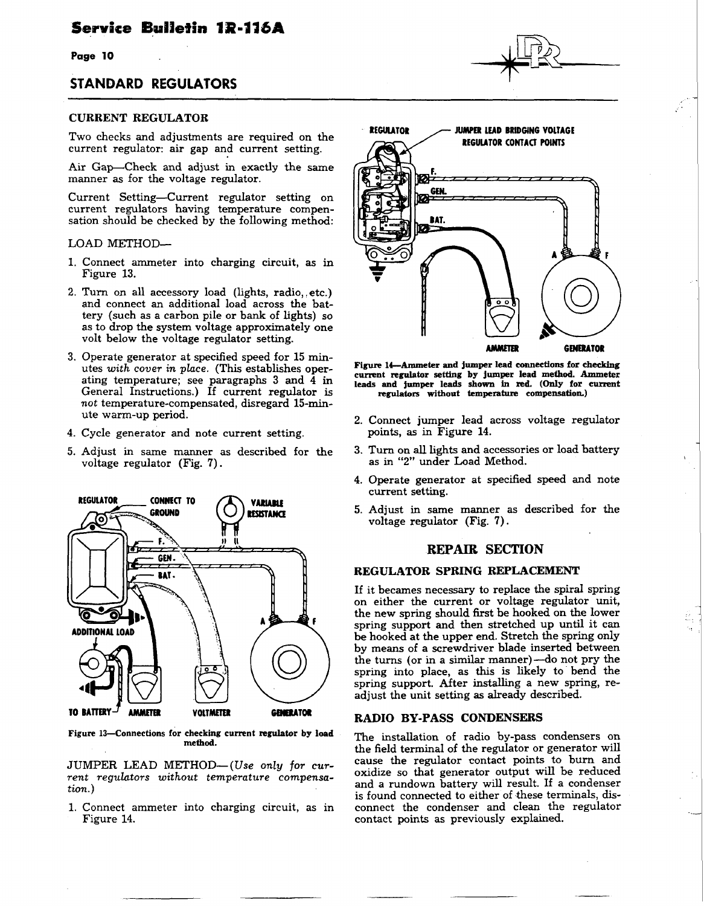## STANDARD REGULATORS

### CURRENT REGULATOR

Two checks and adjustments are required on the current regulator: air gap and current setting.

Air Gap—Check and adjust in exactly the same manner as for the voltage regulator.

Current Setting—Current regulator setting on current regulators having temperature compensation should be checked by the following method:

LOAD METHOD—

1. Connect ammeter into charging circuit, as in Figure 13.
2. Turn on all accessory load (lights, radio, etc.) and connect an additional load across the battery (such as a carbon pile or bank of lights) so as to drop the system voltage approximately one volt below the voltage regulator setting.
3. Operate generator at specified speed for 15 minutes *with cover in place.* (This establishes operating temperature; see paragraphs 3 and 4 in General Instructions.) If current regulator is *not* temperature-compensated, disregard 15-minute warm-up period.
4. Cycle generator and note current setting.
5. Adjust in same manner as described for the voltage regulator (Fig. 7).

REGULATOR
CONNECT TO GROUND
VARIABLE RESISTANCE
F.
GEN.
BAT.
ADDITIONAL LOAD
A
F
TO BATTERY
AMMETER
VOLTMETER
GENERATOR

**Figure 13—Connections for checking current regulator by load method.**

JUMPER LEAD METHOD—*(Use only for current regulators without temperature compensation.)*

1. Connect ammeter into charging circuit, as in Figure 14.

REGULATOR
JUMPER LEAD BRIDGING VOLTAGE REGULATOR CONTACT POINTS
F.
GEN.
BAT.
A
F
AMMETER
GENERATOR

**Figure 14—Ammeter and jumper lead connections for checking current regulator setting by jumper lead method. Ammeter leads and jumper leads shown in red. (Only for current regulators without temperature compensation.)**

2. Connect jumper lead across voltage regulator points, as in Figure 14.
3. Turn on all lights and accessories or load battery as in "2" under Load Method.
4. Operate generator at specified speed and note current setting.
5. Adjust in same manner as described for the voltage regulator (Fig. 7).

## REPAIR SECTION

### REGULATOR SPRING REPLACEMENT

If it becames necessary to replace the spiral spring on either the current or voltage regulator unit, the new spring should first be hooked on the lower spring support and then stretched up until it can be hooked at the upper end. Stretch the spring only by means of a screwdriver blade inserted between the turns (or in a similar manner)—do not pry the spring into place, as this is likely to bend the spring support. After installing a new spring, readjust the unit setting as already described.

### RADIO BY-PASS CONDENSERS

The installation of radio by-pass condensers on the field terminal of the regulator or generator will cause the regulator contact points to burn and oxidize so that generator output will be reduced and a rundown battery will result. If a condenser is found connected to either of these terminals, disconnect the condenser and clean the regulator contact points as previously explained.